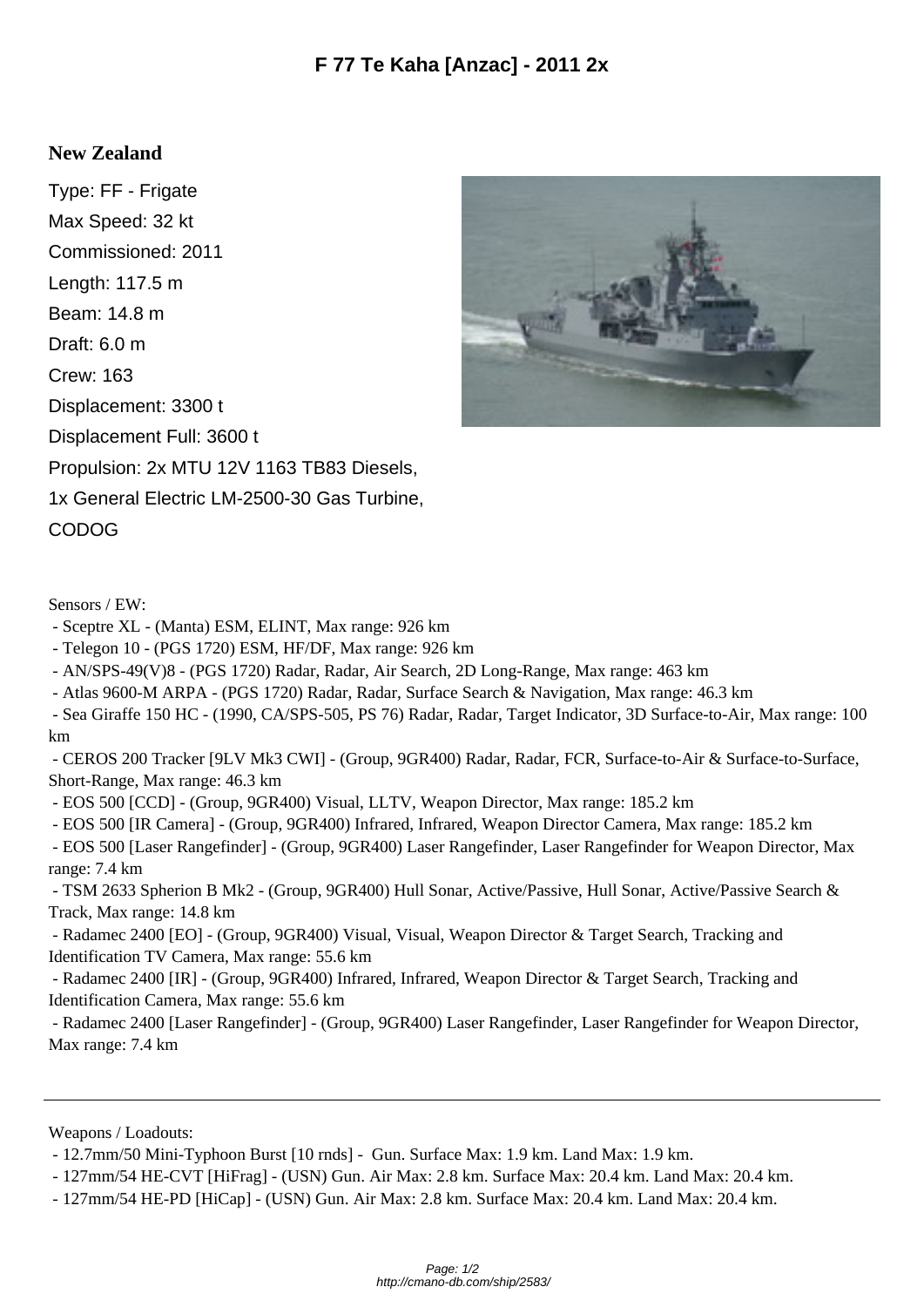# F 77 Te Kaha [Anzac] - 2011 2x

## New Zealand

Type: FF - Frigate

Max Speed: 32 kt

Commissioned: 2011

Length: 117.5 m

Beam: 14.8 m

Draft: 6.0 m

Crew: 163

Displacement: 3300 t

Displacement Full: 3600 t

Propulsion: 2x MTU 12V 1163 TB83 Diesels, 1x General Electric LM-2500-30 Gas Turbine, CODOG

Sensors / EW:

- Sceptre XL - (Manta) ESM, ELINT, Max range: 926 km
- Telegon 10 - (PGS 1720) ESM, HF/DF, Max range: 926 km
- AN/SPS-49(V)8 - (PGS 1720) Radar, Radar, Air Search, 2D Long-Range, Max range: 463 km
- Atlas 9600-M ARPA - (PGS 1720) Radar, Radar, Surface Search & Navigation, Max range: 46.3 km
- Sea Giraffe 150 HC - (1990, CA/SPS-505, PS 76) Radar, Radar, Target Indicator, 3D Surface-to-Air, Max range: 100 km
- CEROS 200 Tracker [9LV Mk3 CWI] - (Group, 9GR400) Radar, Radar, FCR, Surface-to-Air & Surface-to-Surface, Short-Range, Max range: 46.3 km
- EOS 500 [CCD] - (Group, 9GR400) Visual, LLTV, Weapon Director, Max range: 185.2 km
- EOS 500 [IR Camera] - (Group, 9GR400) Infrared, Infrared, Weapon Director Camera, Max range: 185.2 km
- EOS 500 [Laser Rangefinder] - (Group, 9GR400) Laser Rangefinder, Laser Rangefinder for Weapon Director, Max range: 7.4 km
- TSM 2633 Spherion B Mk2 - (Group, 9GR400) Hull Sonar, Active/Passive, Hull Sonar, Active/Passive Search & Track, Max range: 14.8 km
- Radamec 2400 [EO] - (Group, 9GR400) Visual, Visual, Weapon Director & Target Search, Tracking and Identification TV Camera, Max range: 55.6 km
- Radamec 2400 [IR] - (Group, 9GR400) Infrared, Infrared, Weapon Director & Target Search, Tracking and Identification Camera, Max range: 55.6 km
- Radamec 2400 [Laser Rangefinder] - (Group, 9GR400) Laser Rangefinder, Laser Rangefinder for Weapon Director, Max range: 7.4 km

---

Weapons / Loadouts:

- 12.7mm/50 Mini-Typhoon Burst [10 rnds] - Gun. Surface Max: 1.9 km. Land Max: 1.9 km.
- 127mm/54 HE-CVT [HiFrag] - (USN) Gun. Air Max: 2.8 km. Surface Max: 20.4 km. Land Max: 20.4 km.
- 127mm/54 HE-PD [HiCap] - (USN) Gun. Air Max: 2.8 km. Surface Max: 20.4 km. Land Max: 20.4 km.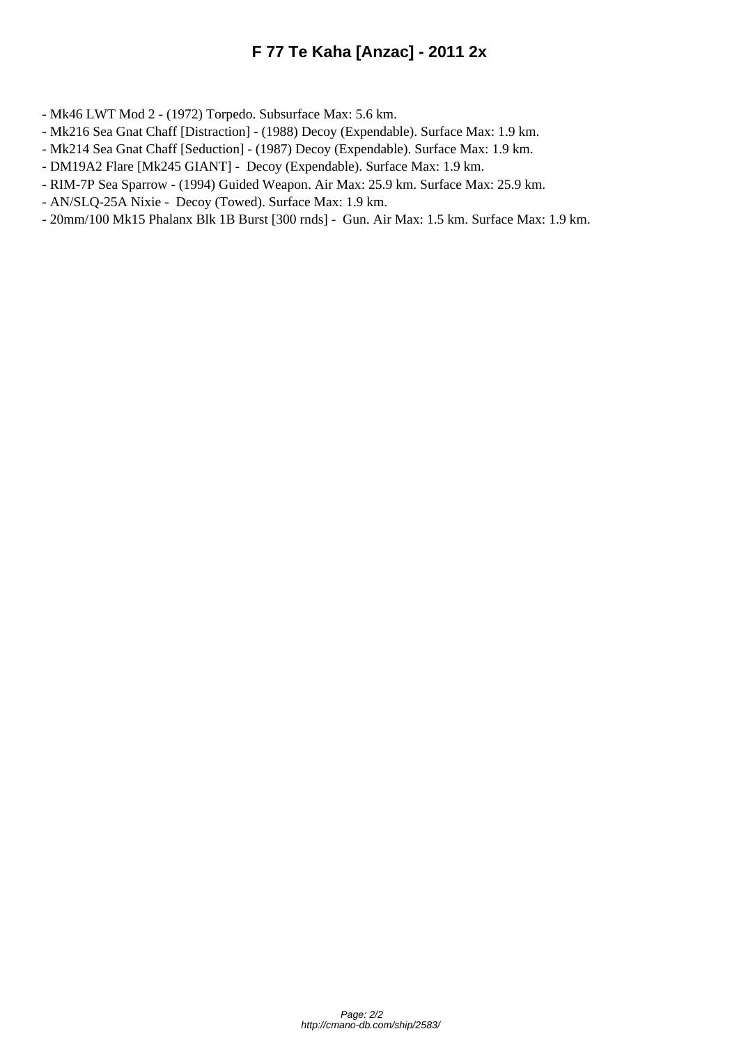# F 77 Te Kaha [Anzac] - 2011 2x

- Mk46 LWT Mod 2 - (1972) Torpedo. Subsurface Max: 5.6 km.
- Mk216 Sea Gnat Chaff [Distraction] - (1988) Decoy (Expendable). Surface Max: 1.9 km.
- Mk214 Sea Gnat Chaff [Seduction] - (1987) Decoy (Expendable). Surface Max: 1.9 km.
- DM19A2 Flare [Mk245 GIANT] - Decoy (Expendable). Surface Max: 1.9 km.
- RIM-7P Sea Sparrow - (1994) Guided Weapon. Air Max: 25.9 km. Surface Max: 25.9 km.
- AN/SLQ-25A Nixie - Decoy (Towed). Surface Max: 1.9 km.
- 20mm/100 Mk15 Phalanx Blk 1B Burst [300 rnds] - Gun. Air Max: 1.5 km. Surface Max: 1.9 km.